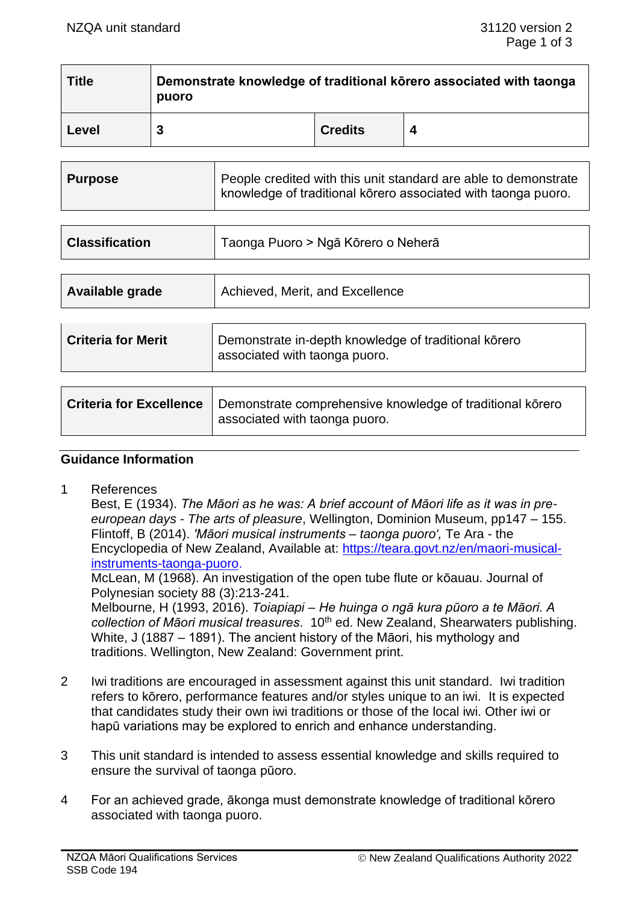| | | | |
|---|---|---|---|
| **Title** | **Demonstrate knowledge of traditional kōrero associated with taonga puoro** | | |
| **Level** | **3** | **Credits** | **4** |

| | |
|---|---|
| **Purpose** | People credited with this unit standard are able to demonstrate knowledge of traditional kōrero associated with taonga puoro. |

| | |
|---|---|
| **Classification** | Taonga Puoro > Ngā Kōrero o Neherā |

| | |
|---|---|
| **Available grade** | Achieved, Merit, and Excellence |

| | |
|---|---|
| **Criteria for Merit** | Demonstrate in-depth knowledge of traditional kōrero associated with taonga puoro. |

| | |
|---|---|
| **Criteria for Excellence** | Demonstrate comprehensive knowledge of traditional kōrero associated with taonga puoro. |

## Guidance Information

1 References

Best, E (1934). *The Māori as he was: A brief account of Māori life as it was in pre-european days - The arts of pleasure*, Wellington, Dominion Museum, pp147 – 155.
Flintoff, B (2014). *'Māori musical instruments – taonga puoro',* Te Ara - the Encyclopedia of New Zealand, Available at: https://teara.govt.nz/en/maori-musical-instruments-taonga-puoro.
McLean, M (1968). An investigation of the open tube flute or kōauau. Journal of Polynesian society 88 (3):213-241.
Melbourne, H (1993, 2016). *Toiapiapi – He huinga o ngā kura pūoro a te Māori. A collection of Māori musical treasures*. 10th ed. New Zealand, Shearwaters publishing.
White, J (1887 – 1891). The ancient history of the Māori, his mythology and traditions. Wellington, New Zealand: Government print.

2 Iwi traditions are encouraged in assessment against this unit standard. Iwi tradition refers to kōrero, performance features and/or styles unique to an iwi. It is expected that candidates study their own iwi traditions or those of the local iwi. Other iwi or hapū variations may be explored to enrich and enhance understanding.

3 This unit standard is intended to assess essential knowledge and skills required to ensure the survival of taonga pūoro.

4 For an achieved grade, ākonga must demonstrate knowledge of traditional kōrero associated with taonga puoro.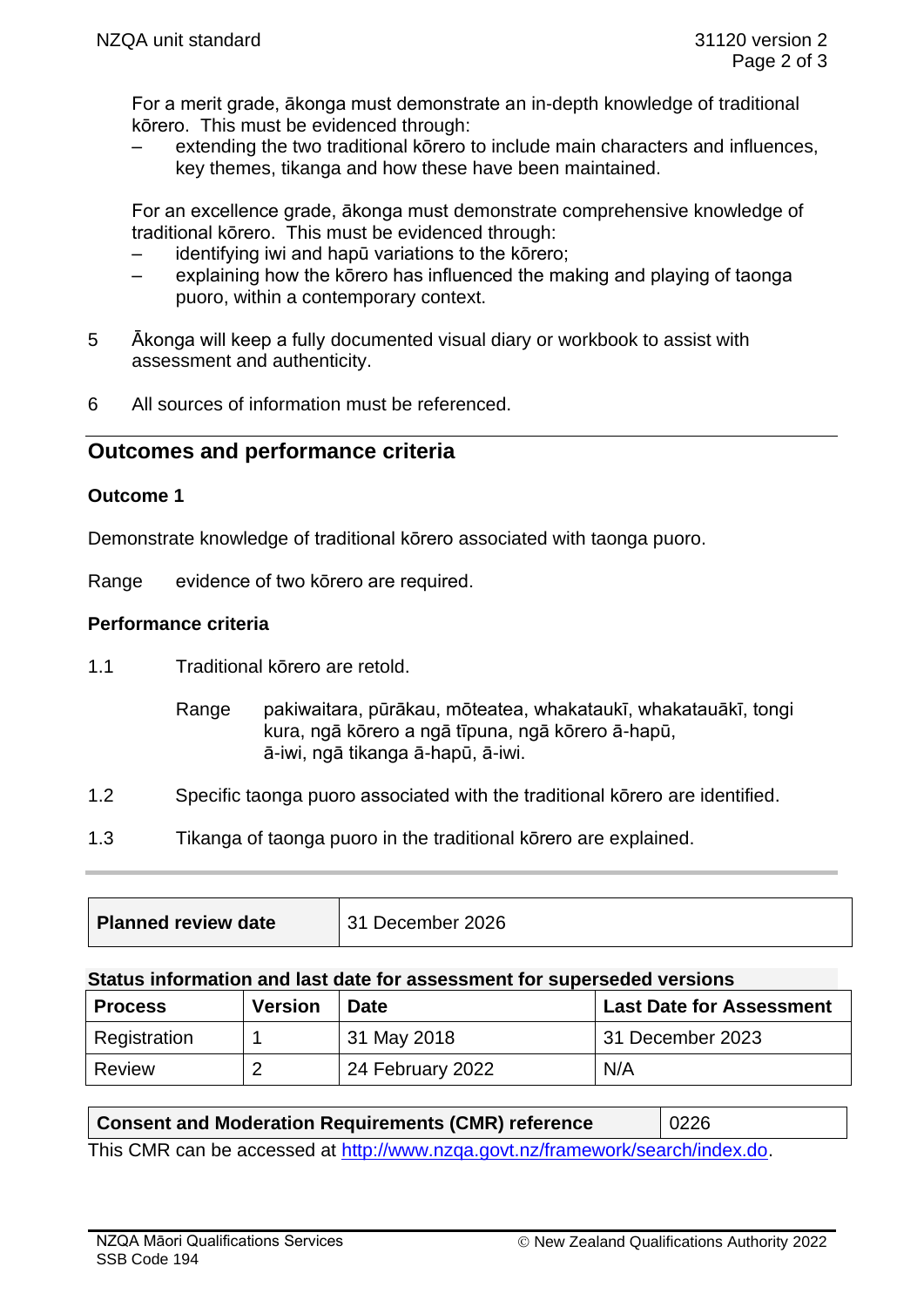For a merit grade, ākonga must demonstrate an in-depth knowledge of traditional kōrero. This must be evidenced through:

- extending the two traditional kōrero to include main characters and influences, key themes, tikanga and how these have been maintained.

For an excellence grade, ākonga must demonstrate comprehensive knowledge of traditional kōrero. This must be evidenced through:

- identifying iwi and hapū variations to the kōrero;
- explaining how the kōrero has influenced the making and playing of taonga puoro, within a contemporary context.

5 Ākonga will keep a fully documented visual diary or workbook to assist with assessment and authenticity.

6 All sources of information must be referenced.

## Outcomes and performance criteria

### Outcome 1

Demonstrate knowledge of traditional kōrero associated with taonga puoro.

Range evidence of two kōrero are required.

### Performance criteria

1.1 Traditional kōrero are retold.

Range pakiwaitara, pūrākau, mōteatea, whakataukī, whakatauākī, tongi kura, ngā kōrero a ngā tīpuna, ngā kōrero ā-hapū, ā-iwi, ngā tikanga ā-hapū, ā-iwi.

1.2 Specific taonga puoro associated with the traditional kōrero are identified.

1.3 Tikanga of taonga puoro in the traditional kōrero are explained.

| **Planned review date** | 31 December 2026 |
|---|---|

**Status information and last date for assessment for superseded versions**

| Process | Version | Date | Last Date for Assessment |
|---|---|---|---|
| Registration | 1 | 31 May 2018 | 31 December 2023 |
| Review | 2 | 24 February 2022 | N/A |

| **Consent and Moderation Requirements (CMR) reference** | 0226 |
|---|---|

This CMR can be accessed at http://www.nzqa.govt.nz/framework/search/index.do.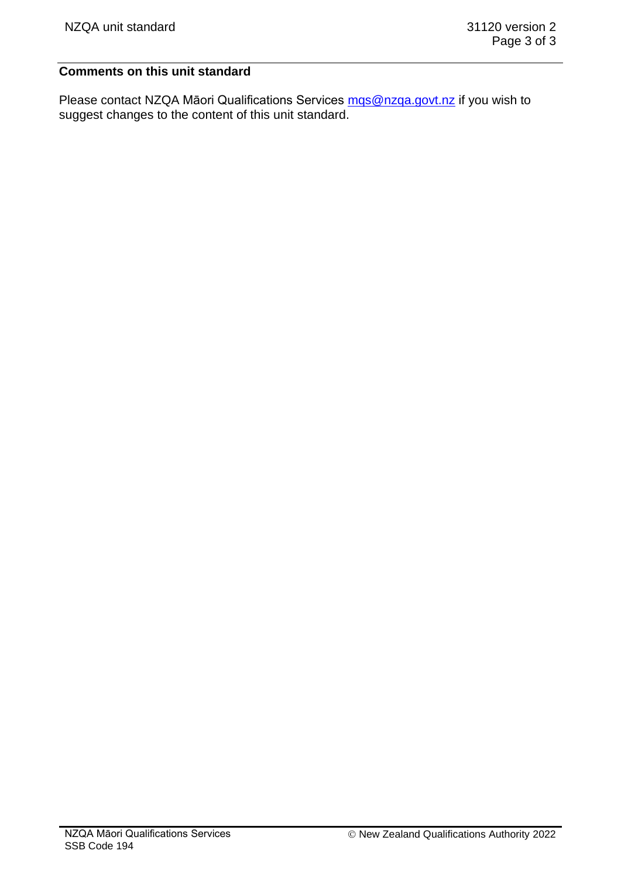**Comments on this unit standard**

Please contact NZQA Māori Qualifications Services [mqs@nzqa.govt.nz](mailto:mqs@nzqa.govt.nz) if you wish to suggest changes to the content of this unit standard.